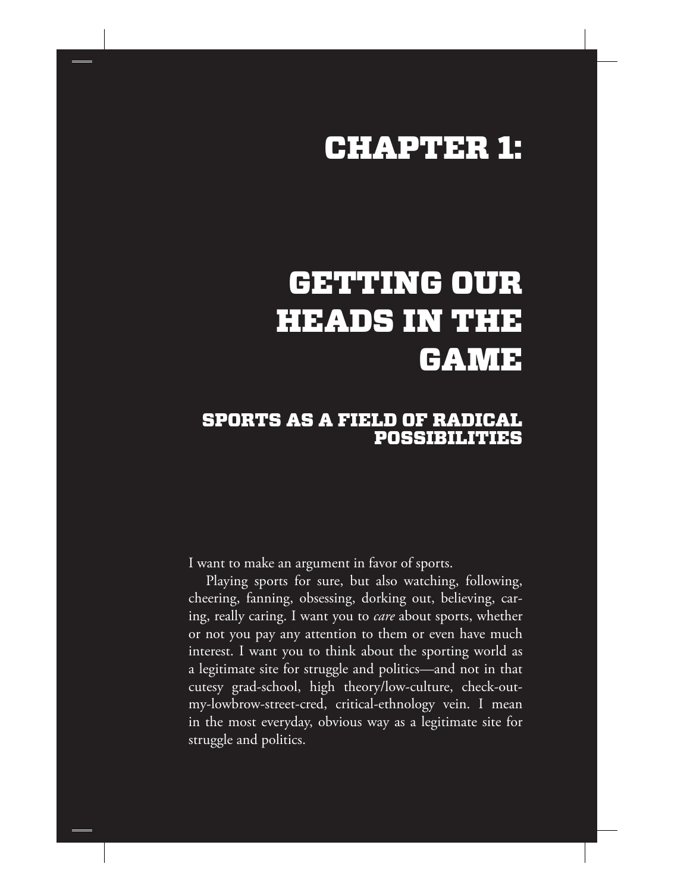# CHAPTER 1:

# GETTING OUR HEADS IN THE GAME

## SPORTS AS A FIELD OF RADICAL POSSIBILITIES

I want to make an argument in favor of sports.

Playing sports for sure, but also watching, following, cheering, fanning, obsessing, dorking out, believing, caring, really caring. I want you to *care* about sports, whether or not you pay any attention to them or even have much interest. I want you to think about the sporting world as a legitimate site for struggle and politics—and not in that cutesy grad-school, high theory/low-culture, check-out-my-lowbrow-street-cred, critical-ethnology vein. I mean in the most everyday, obvious way as a legitimate site for struggle and politics.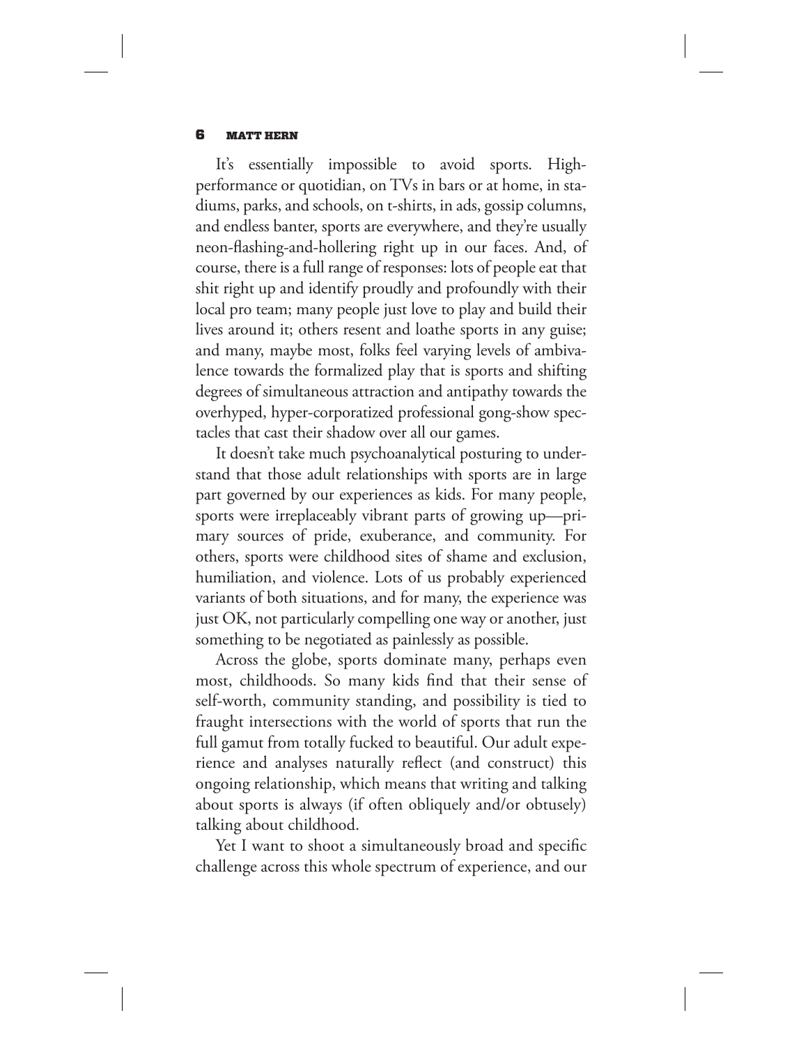It's essentially impossible to avoid sports. High-performance or quotidian, on TVs in bars or at home, in stadiums, parks, and schools, on t-shirts, in ads, gossip columns, and endless banter, sports are everywhere, and they're usually neon-flashing-and-hollering right up in our faces. And, of course, there is a full range of responses: lots of people eat that shit right up and identify proudly and profoundly with their local pro team; many people just love to play and build their lives around it; others resent and loathe sports in any guise; and many, maybe most, folks feel varying levels of ambivalence towards the formalized play that is sports and shifting degrees of simultaneous attraction and antipathy towards the overhyped, hyper-corporatized professional gong-show spectacles that cast their shadow over all our games.

It doesn't take much psychoanalytical posturing to understand that those adult relationships with sports are in large part governed by our experiences as kids. For many people, sports were irreplaceably vibrant parts of growing up—primary sources of pride, exuberance, and community. For others, sports were childhood sites of shame and exclusion, humiliation, and violence. Lots of us probably experienced variants of both situations, and for many, the experience was just OK, not particularly compelling one way or another, just something to be negotiated as painlessly as possible.

Across the globe, sports dominate many, perhaps even most, childhoods. So many kids find that their sense of self-worth, community standing, and possibility is tied to fraught intersections with the world of sports that run the full gamut from totally fucked to beautiful. Our adult experience and analyses naturally reflect (and construct) this ongoing relationship, which means that writing and talking about sports is always (if often obliquely and/or obtusely) talking about childhood.

Yet I want to shoot a simultaneously broad and specific challenge across this whole spectrum of experience, and our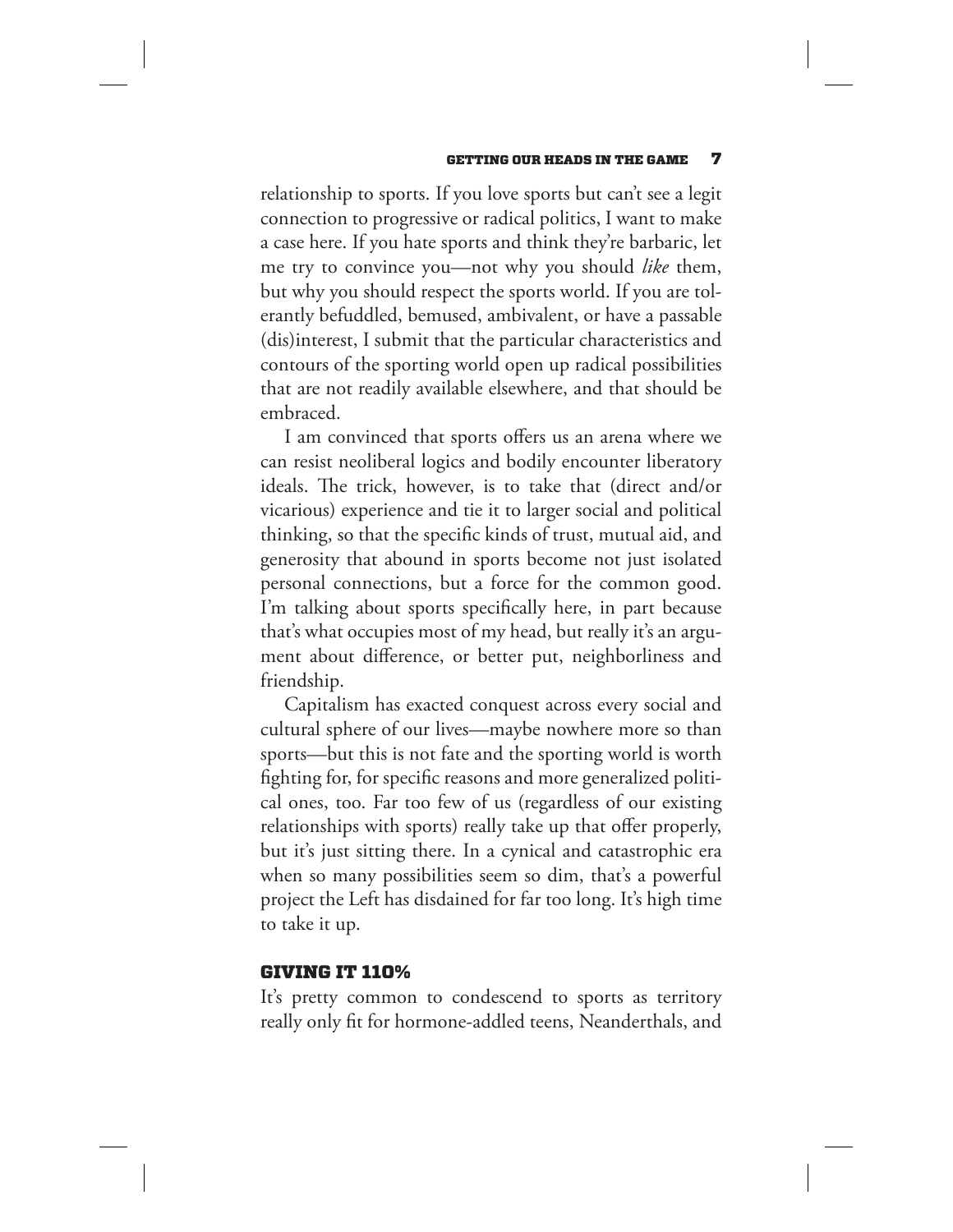relationship to sports. If you love sports but can't see a legit connection to progressive or radical politics, I want to make a case here. If you hate sports and think they're barbaric, let me try to convince you—not why you should *like* them, but why you should respect the sports world. If you are tolerantly befuddled, bemused, ambivalent, or have a passable (dis)interest, I submit that the particular characteristics and contours of the sporting world open up radical possibilities that are not readily available elsewhere, and that should be embraced.

I am convinced that sports offers us an arena where we can resist neoliberal logics and bodily encounter liberatory ideals. The trick, however, is to take that (direct and/or vicarious) experience and tie it to larger social and political thinking, so that the specific kinds of trust, mutual aid, and generosity that abound in sports become not just isolated personal connections, but a force for the common good. I'm talking about sports specifically here, in part because that's what occupies most of my head, but really it's an argument about difference, or better put, neighborliness and friendship.

Capitalism has exacted conquest across every social and cultural sphere of our lives—maybe nowhere more so than sports—but this is not fate and the sporting world is worth fighting for, for specific reasons and more generalized political ones, too. Far too few of us (regardless of our existing relationships with sports) really take up that offer properly, but it's just sitting there. In a cynical and catastrophic era when so many possibilities seem so dim, that's a powerful project the Left has disdained for far too long. It's high time to take it up.

## GIVING IT 110%

It's pretty common to condescend to sports as territory really only fit for hormone-addled teens, Neanderthals, and